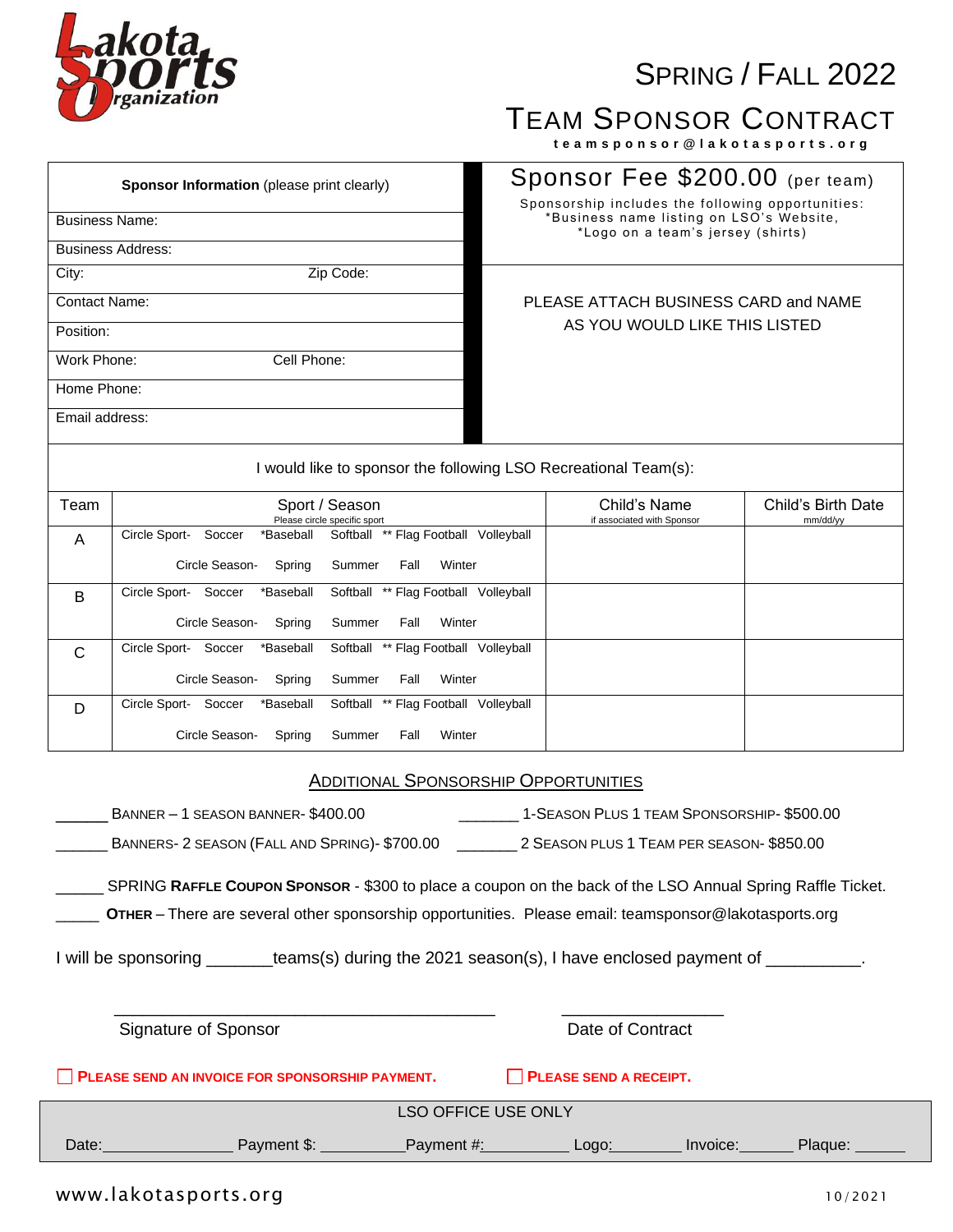Lakota Sports Organization

# SPRING / FALL 2022

# TEAM SPONSOR CONTRACT

teamsponsor@lakotasports.org

| **Sponsor Information** (please print clearly) | Sponsor Fee $200.00 (per team) |
|---|---|
| Business Name: | Sponsorship includes the following opportunities: |
| Business Address: | *Business name listing on LSO's Website, |
| City: Zip Code: | *Logo on a team's jersey (shirts) |
| Contact Name: | PLEASE ATTACH BUSINESS CARD and NAME AS YOU WOULD LIKE THIS LISTED |
| Position: | |
| Work Phone: Cell Phone: | |
| Home Phone: | |
| Email address: | |

I would like to sponsor the following LSO Recreational Team(s):

| Team | Sport / Season (Please circle specific sport) | Child's Name (if associated with Sponsor) | Child's Birth Date (mm/dd/yy) |
|---|---|---|---|
| A | Circle Sport- Soccer *Baseball Softball ** Flag Football Volleyball<br>Circle Season- Spring Summer Fall Winter | | |
| B | Circle Sport- Soccer *Baseball Softball ** Flag Football Volleyball<br>Circle Season- Spring Summer Fall Winter | | |
| C | Circle Sport- Soccer *Baseball Softball ** Flag Football Volleyball<br>Circle Season- Spring Summer Fall Winter | | |
| D | Circle Sport- Soccer *Baseball Softball ** Flag Football Volleyball<br>Circle Season- Spring Summer Fall Winter | | |

## ADDITIONAL SPONSORSHIP OPPORTUNITIES

______ BANNER – 1 SEASON BANNER- $400.00 _______ 1-SEASON PLUS 1 TEAM SPONSORSHIP- $500.00

______ BANNERS- 2 SEASON (FALL AND SPRING)- $700.00 _______ 2 SEASON PLUS 1 TEAM PER SEASON- $850.00

_____ SPRING **RAFFLE COUPON SPONSOR** - $300 to place a coupon on the back of the LSO Annual Spring Raffle Ticket.

_____ **OTHER** – There are several other sponsorship opportunities. Please email: teamsponsor@lakotasports.org

I will be sponsoring _______teams(s) during the 2021 season(s), I have enclosed payment of __________.

_______________________________________ ________________

Signature of Sponsor Date of Contract

☐ **PLEASE SEND AN INVOICE FOR SPONSORSHIP PAYMENT.** ☐ **PLEASE SEND A RECEIPT.**

LSO OFFICE USE ONLY

Date:_______________ Payment $: __________Payment #:__________ Logo:________ Invoice:______ Plaque: ______

www.lakotasports.org

10/2021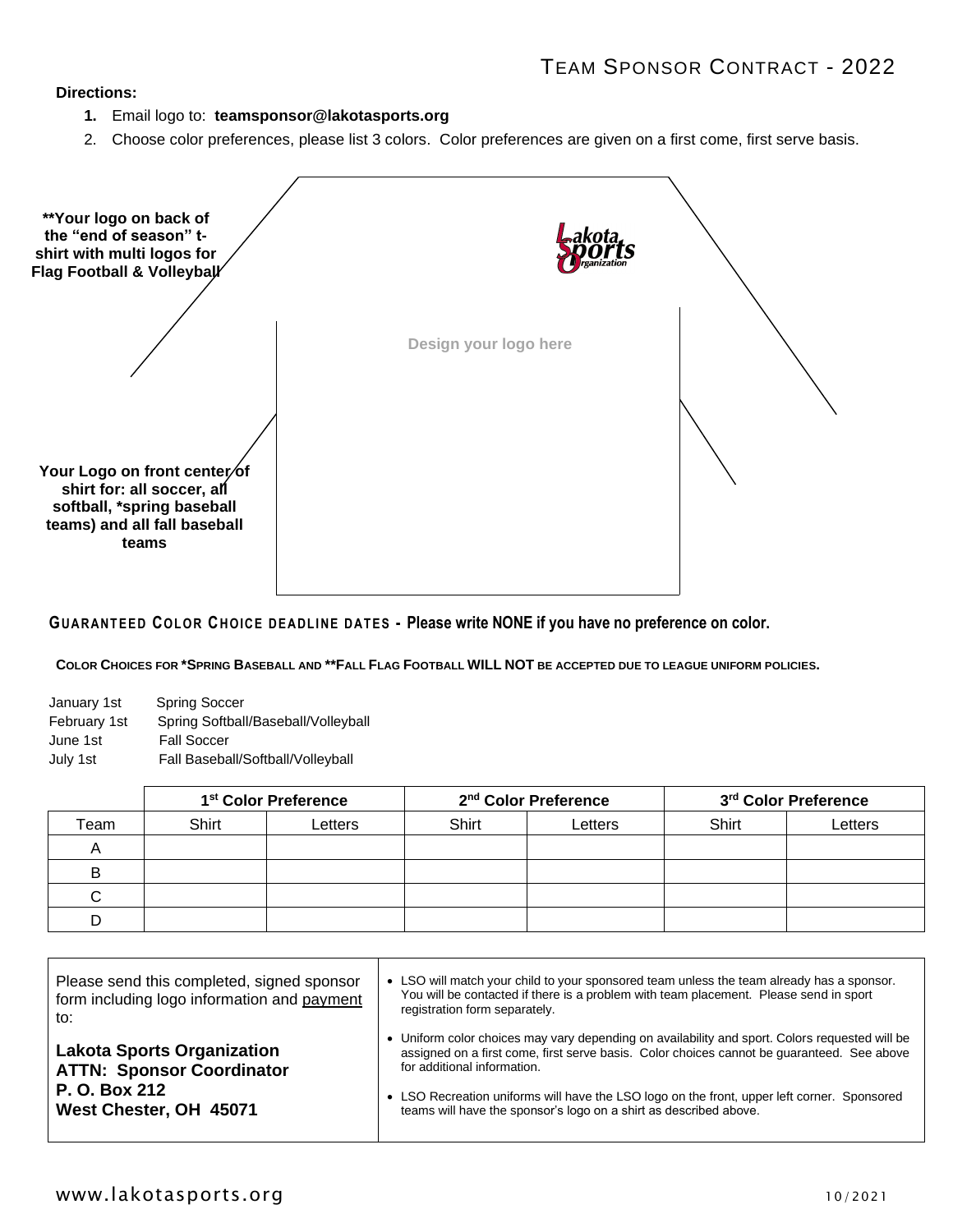# Team Sponsor Contract - 2022

**Directions:**

1. Email logo to: **teamsponsor@lakotasports.org**
2. Choose color preferences, please list 3 colors. Color preferences are given on a first come, first serve basis.

**\*\*Your logo on back of the "end of season" t-shirt with multi logos for Flag Football & Volleyball**

Lakota Sports Organization

Design your logo here

**Your Logo on front center of shirt for: all soccer, all softball, \*spring baseball teams) and all fall baseball teams**

**Guaranteed Color Choice deadline dates - Please write NONE if you have no preference on color.**

**Color Choices for \*Spring Baseball and \*\*Fall Flag Football WILL NOT be accepted due to league uniform policies.**

| | |
|---|---|
| January 1st | Spring Soccer |
| February 1st | Spring Softball/Baseball/Volleyball |
| June 1st | Fall Soccer |
| July 1st | Fall Baseball/Softball/Volleyball |

| | 1st Color Preference | | 2nd Color Preference | | 3rd Color Preference | |
|---|---|---|---|---|---|---|
| Team | Shirt | Letters | Shirt | Letters | Shirt | Letters |
| A | | | | | | |
| B | | | | | | |
| C | | | | | | |
| D | | | | | | |

Please send this completed, signed sponsor form including logo information and payment to:

**Lakota Sports Organization**
**ATTN: Sponsor Coordinator**
**P. O. Box 212**
**West Chester, OH 45071**

- LSO will match your child to your sponsored team unless the team already has a sponsor. You will be contacted if there is a problem with team placement. Please send in sport registration form separately.
- Uniform color choices may vary depending on availability and sport. Colors requested will be assigned on a first come, first serve basis. Color choices cannot be guaranteed. See above for additional information.
- LSO Recreation uniforms will have the LSO logo on the front, upper left corner. Sponsored teams will have the sponsor's logo on a shirt as described above.

www.lakotasports.org

10/2021